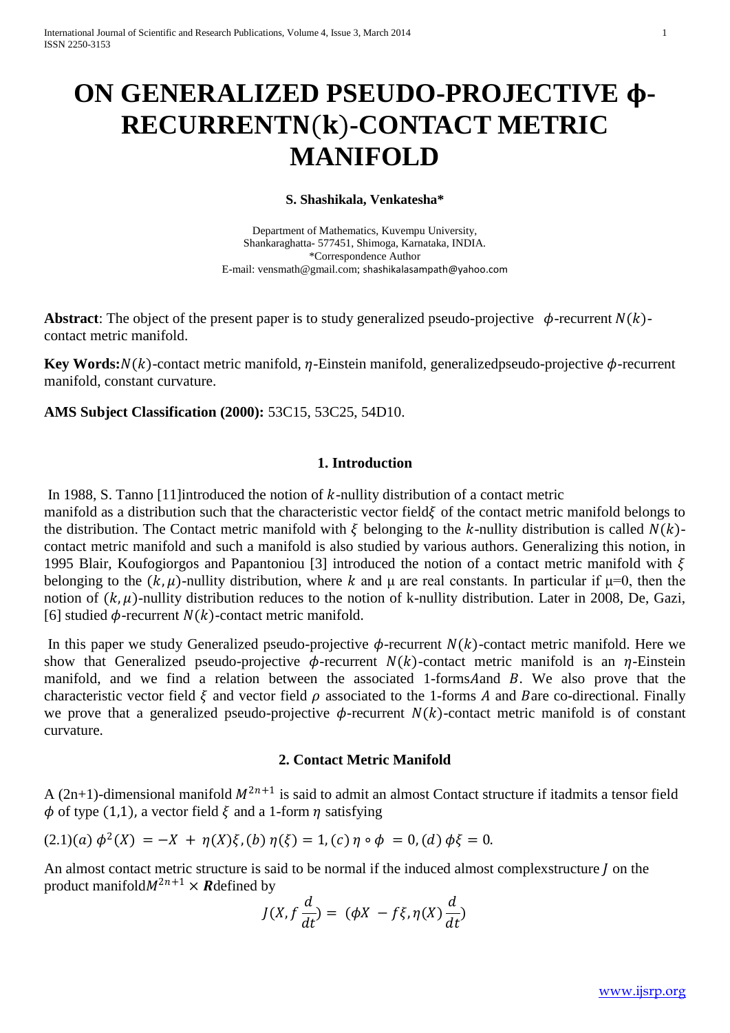# ON GENERALIZED PSEUDO-PROJECTIVE ϕ-RECURRENTN(k)-CONTACT METRIC MANIFOLD

**S. Shashikala, Venkatesha***

Department of Mathematics, Kuvempu University,
Shankaraghatta- 577451, Shimoga, Karnataka, INDIA.
*Correspondence Author
E-mail: vensmath@gmail.com; shashikalasampath@yahoo.com

**Abstract**: The object of the present paper is to study generalized pseudo-projective $\phi$-recurrent $N(k)$-contact metric manifold.

**Key Words:** $N(k)$-contact metric manifold, $\eta$-Einstein manifold, generalizedpseudo-projective $\phi$-recurrent manifold, constant curvature.

**AMS Subject Classification (2000):** 53C15, 53C25, 54D10.

## 1. Introduction

In 1988, S. Tanno [11]introduced the notion of $k$-nullity distribution of a contact metric manifold as a distribution such that the characteristic vector field$\xi$ of the contact metric manifold belongs to the distribution. The Contact metric manifold with $\xi$ belonging to the $k$-nullity distribution is called $N(k)$-contact metric manifold and such a manifold is also studied by various authors. Generalizing this notion, in 1995 Blair, Koufogiorgos and Papantoniou [3] introduced the notion of a contact metric manifold with $\xi$ belonging to the $(k,\mu)$-nullity distribution, where $k$ and μ are real constants. In particular if μ=0, then the notion of $(k,\mu)$-nullity distribution reduces to the notion of k-nullity distribution. Later in 2008, De, Gazi, [6] studied $\phi$-recurrent $N(k)$-contact metric manifold.

In this paper we study Generalized pseudo-projective $\phi$-recurrent $N(k)$-contact metric manifold. Here we show that Generalized pseudo-projective $\phi$-recurrent $N(k)$-contact metric manifold is an $\eta$-Einstein manifold, and we find a relation between the associated 1-forms$A$and $B$. We also prove that the characteristic vector field $\xi$ and vector field $\rho$ associated to the 1-forms $A$ and $B$are co-directional. Finally we prove that a generalized pseudo-projective $\phi$-recurrent $N(k)$-contact metric manifold is of constant curvature.

## 2. Contact Metric Manifold

A (2n+1)-dimensional manifold $M^{2n+1}$ is said to admit an almost Contact structure if itadmits a tensor field $\phi$ of type (1,1), a vector field $\xi$ and a 1-form $\eta$ satisfying

(2.1)(a) $\phi^2(X) = -X + \eta(X)\xi$, (b) $\eta(\xi) = 1$, (c) $\eta \circ \phi = 0$, (d) $\phi\xi = 0$.

An almost contact metric structure is said to be normal if the induced almost complexstructure $J$ on the product manifold$M^{2n+1} \times \boldsymbol{R}$defined by

$$J(X, f\frac{d}{dt}) = (\phi X - f\xi, \eta(X)\frac{d}{dt})$$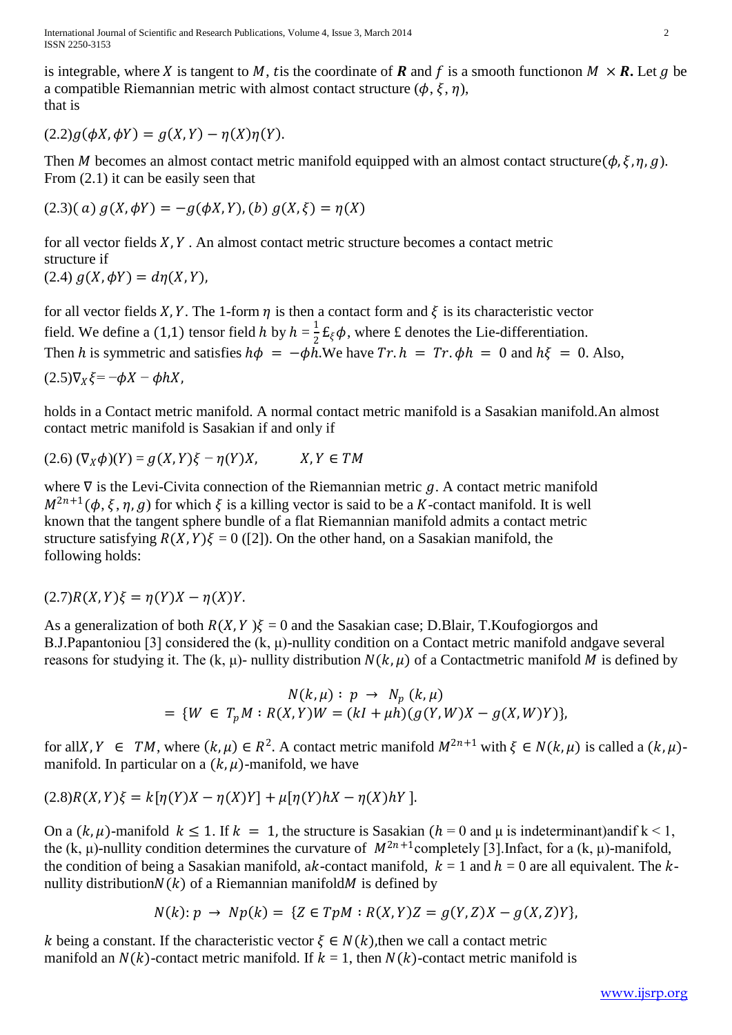is integrable, where $X$ is tangent to $M$, $t$is the coordinate of $\boldsymbol{R}$ and $f$ is a smooth functionon $M \times \boldsymbol{R}$. Let $g$ be a compatible Riemannian metric with almost contact structure $(\phi, \xi, \eta)$, that is

(2.2)$g(\phi X, \phi Y) = g(X, Y) - \eta(X)\eta(Y)$.

Then $M$ becomes an almost contact metric manifold equipped with an almost contact structure$(\phi, \xi, \eta, g)$. From (2.1) it can be easily seen that

(2.3)( $a$) $g(X, \phi Y) = -g(\phi X, Y)$, ($b$) $g(X, \xi) = \eta(X)$

for all vector fields $X, Y$ . An almost contact metric structure becomes a contact metric structure if

(2.4) $g(X, \phi Y) = d\eta(X, Y)$,

for all vector fields $X, Y$. The 1-form $\eta$ is then a contact form and $\xi$ is its characteristic vector field. We define a (1,1) tensor field $h$ by $h = \frac{1}{2}\pounds_{\xi}\phi$, where £ denotes the Lie-differentiation. Then $h$ is symmetric and satisfies $h\phi = -\phi h$.We have $Tr.h = Tr.\phi h = 0$ and $h\xi = 0$. Also,

(2.5)$\nabla_X \xi = -\phi X - \phi hX$,

holds in a Contact metric manifold. A normal contact metric manifold is a Sasakian manifold.An almost contact metric manifold is Sasakian if and only if

(2.6) $(\nabla_X \phi)(Y) = g(X, Y)\xi - \eta(Y)X, \qquad X, Y \in TM$

where $\nabla$ is the Levi-Civita connection of the Riemannian metric $g$. A contact metric manifold $M^{2n+1}(\phi, \xi, \eta, g)$ for which $\xi$ is a killing vector is said to be a $K$-contact manifold. It is well known that the tangent sphere bundle of a flat Riemannian manifold admits a contact metric structure satisfying $R(X, Y)\xi = 0$ ([2]). On the other hand, on a Sasakian manifold, the following holds:

(2.7)$R(X, Y)\xi = \eta(Y)X - \eta(X)Y$.

As a generalization of both $R(X, Y)\xi = 0$ and the Sasakian case; D.Blair, T.Koufogiorgos and B.J.Papantoniou [3] considered the (k, μ)-nullity condition on a Contact metric manifold andgave several reasons for studying it. The (k, μ)- nullity distribution $N(k, \mu)$ of a Contactmetric manifold $M$ is defined by

$$N(k, \mu) : p \rightarrow N_p(k, \mu)$$
$$= \{W \in T_pM : R(X, Y)W = (kI + \mu h)(g(Y, W)X - g(X, W)Y)\},$$

for all$X, Y \in TM$, where $(k, \mu) \in R^2$. A contact metric manifold $M^{2n+1}$ with $\xi \in N(k, \mu)$ is called a $(k, \mu)$-manifold. In particular on a $(k, \mu)$-manifold, we have

(2.8)$R(X, Y)\xi = k[\eta(Y)X - \eta(X)Y] + \mu[\eta(Y)hX - \eta(X)hY]$.

On a $(k, \mu)$-manifold $k \leq 1$. If $k = 1$, the structure is Sasakian ($h = 0$ and μ is indeterminant)andif k < 1, the (k, μ)-nullity condition determines the curvature of $M^{2n+1}$completely [3].Infact, for a (k, μ)-manifold, the condition of being a Sasakian manifold, a$k$-contact manifold, $k = 1$ and $h = 0$ are all equivalent. The $k$-nullity distribution$N(k)$ of a Riemannian manifold$M$ is defined by

$$N(k): p \rightarrow Np(k) = \{Z \in TpM : R(X, Y)Z = g(Y, Z)X - g(X, Z)Y\},$$

$k$ being a constant. If the characteristic vector $\xi \in N(k)$,then we call a contact metric manifold an $N(k)$-contact metric manifold. If $k = 1$, then $N(k)$-contact metric manifold is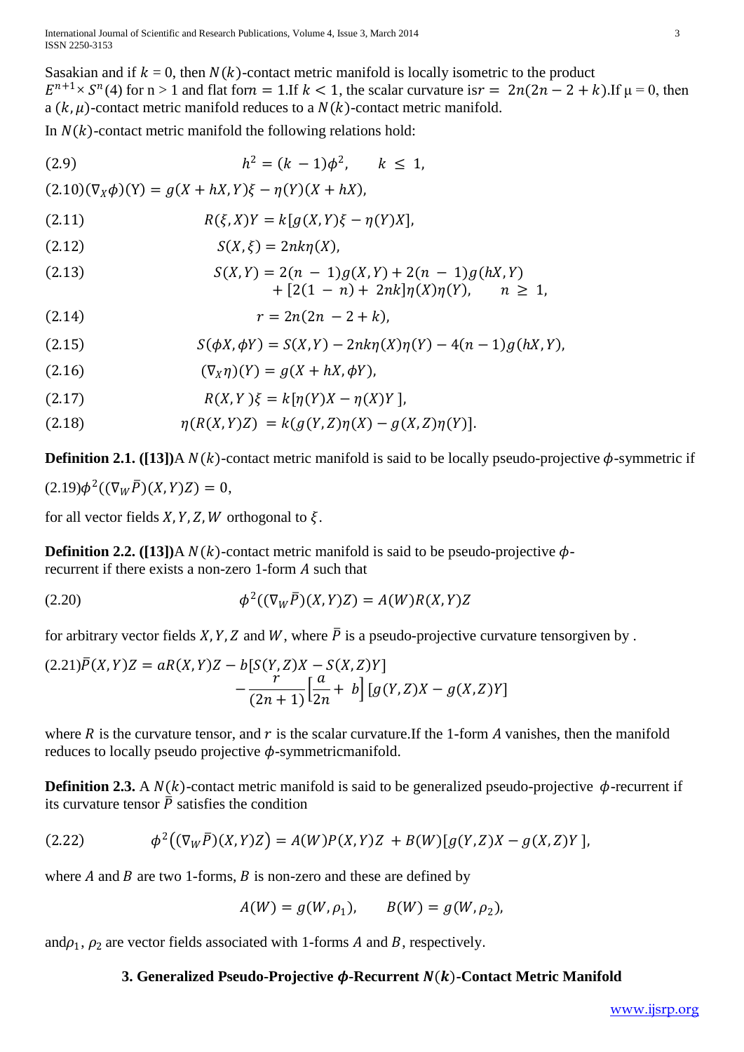Sasakian and if $k = 0$, then $N(k)$-contact metric manifold is locally isometric to the product $E^{n+1} \times S^n(4)$ for n > 1 and flat for$n = 1$.If $k < 1$, the scalar curvature is$r = 2n(2n - 2 + k)$.If μ = 0, then a $(k, \mu)$-contact metric manifold reduces to a $N(k)$-contact metric manifold.

In $N(k)$-contact metric manifold the following relations hold:

$$(2.9) \qquad h^2 = (k - 1)\phi^2, \qquad k \leq 1,$$

$$(2.10) \qquad (\nabla_X \phi)(Y) = g(X + hX, Y)\xi - \eta(Y)(X + hX),$$

$$(2.11) \qquad R(\xi, X)Y = k[g(X, Y)\xi - \eta(Y)X],$$

$$(2.12) \qquad S(X, \xi) = 2nk\eta(X),$$

$$(2.13) \qquad S(X, Y) = 2(n - 1)g(X, Y) + 2(n - 1)g(hX, Y) + [2(1 - n) + 2nk]\eta(X)\eta(Y), \qquad n \geq 1,$$

$$(2.14) \qquad r = 2n(2n - 2 + k),$$

$$(2.15) \qquad S(\phi X, \phi Y) = S(X, Y) - 2nk\eta(X)\eta(Y) - 4(n - 1)g(hX, Y),$$

$$(2.16) \qquad (\nabla_X \eta)(Y) = g(X + hX, \phi Y),$$

$$(2.17) \qquad R(X, Y)\xi = k[\eta(Y)X - \eta(X)Y],$$

$$(2.18) \qquad \eta(R(X, Y)Z) = k(g(Y, Z)\eta(X) - g(X, Z)\eta(Y)].$$

**Definition 2.1. ([13])**A $N(k)$-contact metric manifold is said to be locally pseudo-projective $\phi$-symmetric if

$$(2.19) \qquad \phi^2((\nabla_W \bar{P})(X, Y)Z) = 0,$$

for all vector fields $X, Y, Z, W$ orthogonal to $\xi$.

**Definition 2.2. ([13])**A $N(k)$-contact metric manifold is said to be pseudo-projective $\phi$-recurrent if there exists a non-zero 1-form $A$ such that

$$(2.20) \qquad \phi^2((\nabla_W \bar{P})(X, Y)Z) = A(W)R(X, Y)Z$$

for arbitrary vector fields $X, Y, Z$ and $W$, where $\bar{P}$ is a pseudo-projective curvature tensorgiven by .

$$(2.21) \qquad \bar{P}(X, Y)Z = aR(X, Y)Z - b[S(Y, Z)X - S(X, Z)Y] - \frac{r}{(2n + 1)}\left[\frac{a}{2n} + b\right][g(Y, Z)X - g(X, Z)Y]$$

where $R$ is the curvature tensor, and $r$ is the scalar curvature.If the 1-form $A$ vanishes, then the manifold reduces to locally pseudo projective $\phi$-symmetricmanifold.

**Definition 2.3.** A $N(k)$-contact metric manifold is said to be generalized pseudo-projective $\phi$-recurrent if its curvature tensor $\bar{P}$ satisfies the condition

$$(2.22) \qquad \phi^2\big((\nabla_W \bar{P})(X, Y)Z\big) = A(W)P(X, Y)Z + B(W)[g(Y, Z)X - g(X, Z)Y],$$

where $A$ and $B$ are two 1-forms, $B$ is non-zero and these are defined by

$$A(W) = g(W, \rho_1), \qquad B(W) = g(W, \rho_2),$$

and$\rho_1$, $\rho_2$ are vector fields associated with 1-forms $A$ and $B$, respectively.

## 3. Generalized Pseudo-Projective $\phi$-Recurrent $N(k)$-Contact Metric Manifold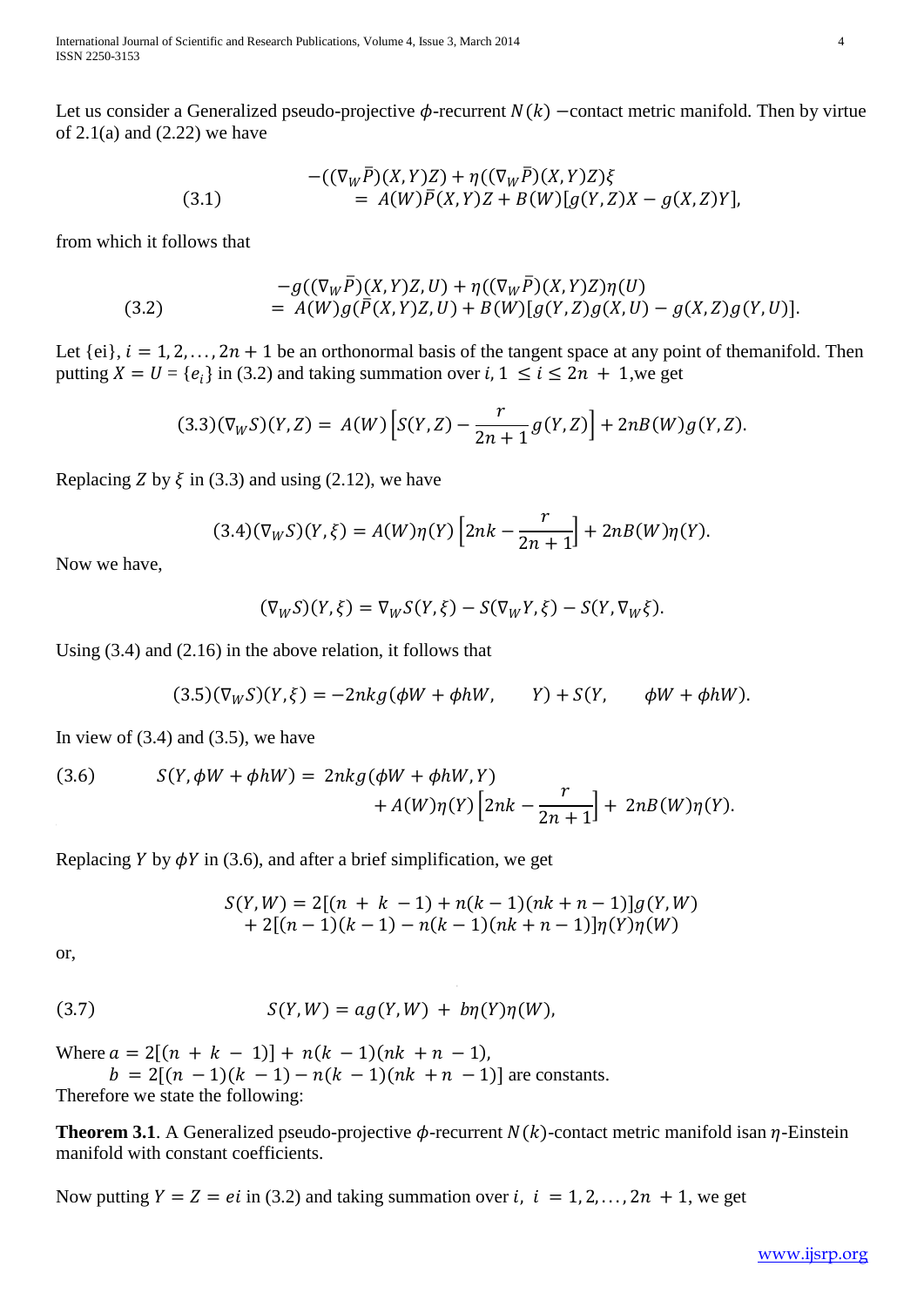Let us consider a Generalized pseudo-projective $\phi$-recurrent $N(k)$ −contact metric manifold. Then by virtue of 2.1(a) and (2.22) we have

$$-((\nabla_W \bar{P})(X,Y)Z) + \eta((\nabla_W \bar{P})(X,Y)Z)\xi = A(W)\bar{P}(X,Y)Z + B(W)[g(Y,Z)X - g(X,Z)Y], \tag{3.1}$$

from which it follows that

$$-g((\nabla_W \bar{P})(X,Y)Z,U) + \eta((\nabla_W \bar{P})(X,Y)Z)\eta(U) = A(W)g(\bar{P}(X,Y)Z,U) + B(W)[g(Y,Z)g(X,U) - g(X,Z)g(Y,U)]. \tag{3.2}$$

Let {ei}, $i = 1,2,\dots,2n+1$ be an orthonormal basis of the tangent space at any point of themanifold. Then putting $X = U = \{e_i\}$ in (3.2) and taking summation over $i$, $1 \le i \le 2n+1$,we get

$$(\nabla_W S)(Y,Z) = A(W)\left[S(Y,Z) - \frac{r}{2n+1}g(Y,Z)\right] + 2nB(W)g(Y,Z). \tag{3.3}$$

Replacing $Z$ by $\xi$ in (3.3) and using (2.12), we have

$$(\nabla_W S)(Y,\xi) = A(W)\eta(Y)\left[2nk - \frac{r}{2n+1}\right] + 2nB(W)\eta(Y). \tag{3.4}$$

Now we have,

$$(\nabla_W S)(Y,\xi) = \nabla_W S(Y,\xi) - S(\nabla_W Y,\xi) - S(Y,\nabla_W \xi).$$

Using (3.4) and (2.16) in the above relation, it follows that

$$(\nabla_W S)(Y,\xi) = -2nkg(\phi W + \phi hW, \quad Y) + S(Y, \quad \phi W + \phi hW). \tag{3.5}$$

In view of (3.4) and (3.5), we have

$$S(Y,\phi W + \phi hW) = 2nkg(\phi W + \phi hW, Y) + A(W)\eta(Y)\left[2nk - \frac{r}{2n+1}\right] + 2nB(W)\eta(Y). \tag{3.6}$$

Replacing $Y$ by $\phi Y$ in (3.6), and after a brief simplification, we get

$$S(Y,W) = 2[(n+k-1) + n(k-1)(nk+n-1)]g(Y,W) + 2[(n-1)(k-1) - n(k-1)(nk+n-1)]\eta(Y)\eta(W)$$

or,

$$S(Y,W) = ag(Y,W) + b\eta(Y)\eta(W), \tag{3.7}$$

Where $a = 2[(n+k-1)] + n(k-1)(nk+n-1)$,
$b = 2[(n-1)(k-1) - n(k-1)(nk+n-1)]$ are constants.
Therefore we state the following:

**Theorem 3.1**. A Generalized pseudo-projective $\phi$-recurrent $N(k)$-contact metric manifold isan $\eta$-Einstein manifold with constant coefficients.

Now putting $Y = Z = ei$ in (3.2) and taking summation over $i$, $i = 1,2,\dots,2n+1$, we get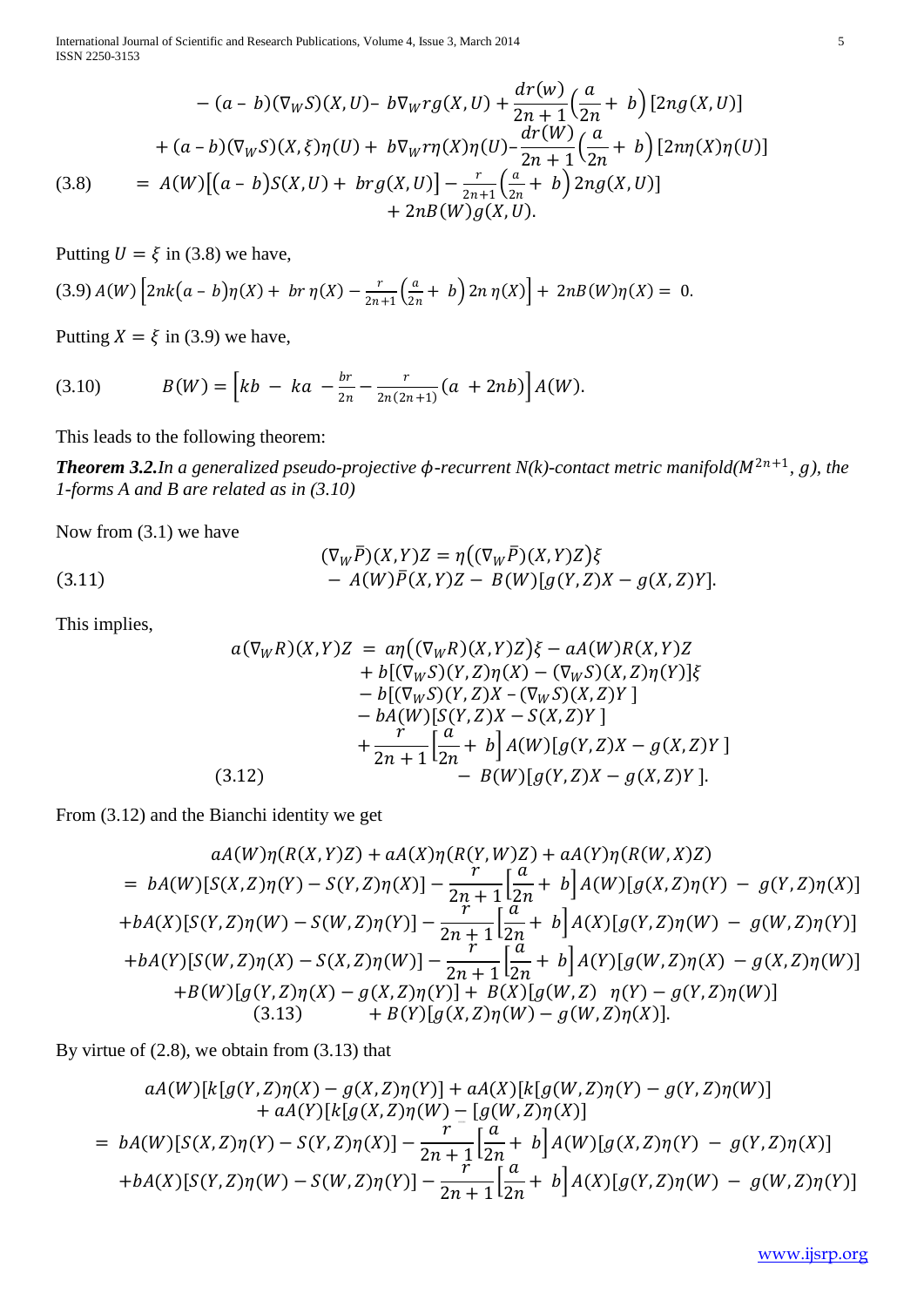$$
\begin{aligned}
&- (a - b)(\nabla_W S)(X,U) - b\nabla_W r g(X,U) + \frac{dr(w)}{2n+1}\left(\frac{a}{2n} + b\right)[2ng(X,U)] \\
&+ (a - b)(\nabla_W S)(X,\xi)\eta(U) + b\nabla_W r\eta(X)\eta(U) - \frac{dr(W)}{2n+1}\left(\frac{a}{2n} + b\right)[2n\eta(X)\eta(U)] \\
(3.8) \qquad &= A(W)\left[(a - b)S(X,U) + brg(X,U)\right] - \frac{r}{2n+1}\left(\frac{a}{2n} + b\right)2ng(X,U)] \\
&\quad + 2nB(W)g(X,U).
\end{aligned}
$$

Putting $U = \xi$ in (3.8) we have,

$$
(3.9)\; A(W)\left[2nk(a - b)\eta(X) + br\,\eta(X) - \frac{r}{2n+1}\left(\frac{a}{2n} + b\right)2n\,\eta(X)\right] + 2nB(W)\eta(X) = 0.
$$

Putting $X = \xi$ in (3.9) we have,

$$
(3.10) \qquad B(W) = \left[kb - ka - \frac{br}{2n} - \frac{r}{2n(2n+1)}(a + 2nb)\right]A(W).
$$

This leads to the following theorem:

***Theorem 3.2.*** *In a generalized pseudo-projective $\phi$-recurrent N(k)-contact metric manifold$(M^{2n+1}, g)$, the 1-forms A and B are related as in (3.10)*

Now from (3.1) we have

$$
\begin{aligned}
&(\nabla_W \bar{P})(X,Y)Z = \eta\left((\nabla_W \bar{P})(X,Y)Z\right)\xi \\
(3.11) \qquad &- A(W)\bar{P}(X,Y)Z - B(W)[g(Y,Z)X - g(X,Z)Y].
\end{aligned}
$$

This implies,

$$
\begin{aligned}
a(\nabla_W R)(X,Y)Z &= a\eta\left((\nabla_W R)(X,Y)Z\right)\xi - aA(W)R(X,Y)Z \\
&+ b[(\nabla_W S)(Y,Z)\eta(X) - (\nabla_W S)(X,Z)\eta(Y)]\xi \\
&- b[(\nabla_W S)(Y,Z)X - (\nabla_W S)(X,Z)Y] \\
&- bA(W)[S(Y,Z)X - S(X,Z)Y] \\
&+ \frac{r}{2n+1}\left[\frac{a}{2n} + b\right]A(W)[g(Y,Z)X - g(X,Z)Y] \\
(3.12) \qquad &- B(W)[g(Y,Z)X - g(X,Z)Y].
\end{aligned}
$$

From (3.12) and the Bianchi identity we get

$$
\begin{aligned}
&aA(W)\eta(R(X,Y)Z) + aA(X)\eta(R(Y,W)Z) + aA(Y)\eta(R(W,X)Z) \\
&= bA(W)[S(X,Z)\eta(Y) - S(Y,Z)\eta(X)] - \frac{r}{2n+1}\left[\frac{a}{2n} + b\right]A(W)[g(X,Z)\eta(Y) - g(Y,Z)\eta(X)] \\
&+ bA(X)[S(Y,Z)\eta(W) - S(W,Z)\eta(Y)] - \frac{r}{2n+1}\left[\frac{a}{2n} + b\right]A(X)[g(Y,Z)\eta(W) - g(W,Z)\eta(Y)] \\
&+ bA(Y)[S(W,Z)\eta(X) - S(X,Z)\eta(W)] - \frac{r}{2n+1}\left[\frac{a}{2n} + b\right]A(Y)[g(W,Z)\eta(X) - g(X,Z)\eta(W)] \\
&+ B(W)[g(Y,Z)\eta(X) - g(X,Z)\eta(Y)] + B(X)[g(W,Z)\;\eta(Y) - g(Y,Z)\eta(W)] \\
(3.13) \qquad &+ B(Y)[g(X,Z)\eta(W) - g(W,Z)\eta(X)].
\end{aligned}
$$

By virtue of (2.8), we obtain from (3.13) that

$$
\begin{aligned}
&aA(W)[k[g(Y,Z)\eta(X) - g(X,Z)\eta(Y)] + aA(X)[k[g(W,Z)\eta(Y) - g(Y,Z)\eta(W)] \\
&+ aA(Y)[k[g(X,Z)\eta(W) - [g(W,Z)\eta(X)] \\
&= bA(W)[S(X,Z)\eta(Y) - S(Y,Z)\eta(X)] - \frac{r}{2n+1}\left[\frac{a}{2n} + b\right]A(W)[g(X,Z)\eta(Y) - g(Y,Z)\eta(X)] \\
&+ bA(X)[S(Y,Z)\eta(W) - S(W,Z)\eta(Y)] - \frac{r}{2n+1}\left[\frac{a}{2n} + b\right]A(X)[g(Y,Z)\eta(W) - g(W,Z)\eta(Y)]
\end{aligned}
$$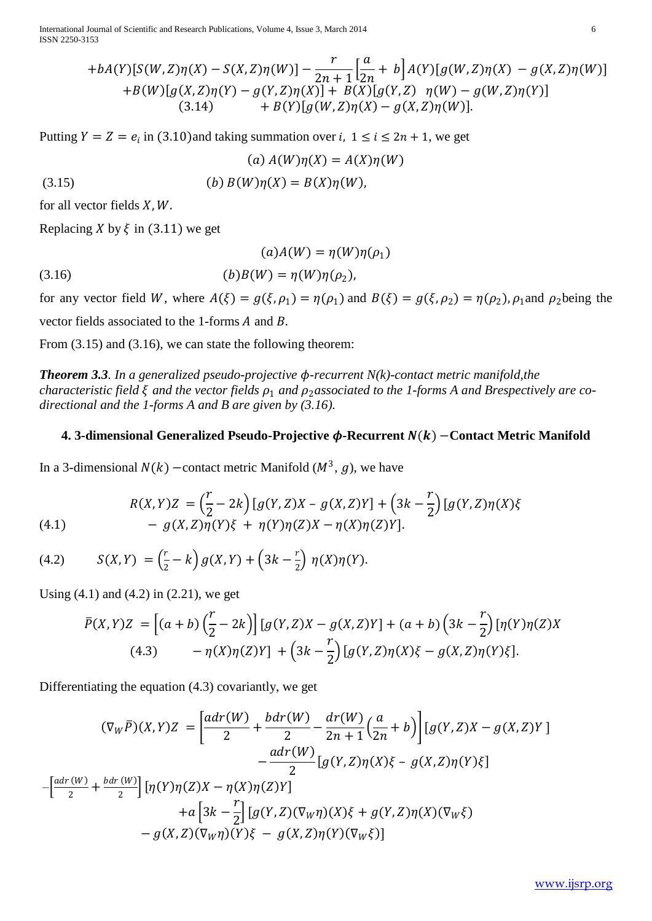$$+bA(Y)[S(W,Z)\eta(X) - S(X,Z)\eta(W)] - \frac{r}{2n+1}\left[\frac{a}{2n} + b\right]A(Y)[g(W,Z)\eta(X) - g(X,Z)\eta(W)]$$
$$+B(W)[g(X,Z)\eta(Y) - g(Y,Z)\eta(X)] + B(X)[g(Y,Z)\ \ \eta(W) - g(W,Z)\eta(Y)]$$
$$(3.14) \qquad + B(Y)[g(W,Z)\eta(X) - g(X,Z)\eta(W)].$$

Putting $Y = Z = e_i$ in (3.10)and taking summation over $i$, $1 \leq i \leq 2n+1$, we get

$$(a)\ A(W)\eta(X) = A(X)\eta(W)$$
$$(3.15) \qquad (b)\ B(W)\eta(X) = B(X)\eta(W),$$

for all vector fields $X, W$.

Replacing $X$ by $\xi$ in (3.11) we get

$$(a) A(W) = \eta(W)\eta(\rho_1)$$
$$(3.16) \qquad (b) B(W) = \eta(W)\eta(\rho_2),$$

for any vector field $W$, where $A(\xi) = g(\xi, \rho_1) = \eta(\rho_1)$ and $B(\xi) = g(\xi, \rho_2) = \eta(\rho_2)$, $\rho_1$and $\rho_2$being the vector fields associated to the 1-forms $A$ and $B$.

From (3.15) and (3.16), we can state the following theorem:

***Theorem 3.3***. *In a generalized pseudo-projective $\phi$-recurrent N(k)-contact metric manifold,the characteristic field $\xi$ and the vector fields $\rho_1$ and $\rho_2$associated to the 1-forms A and Brespectively are co-directional and the 1-forms A and B are given by (3.16).*

## 4. 3-dimensional Generalized Pseudo-Projective $\phi$-Recurrent $N(k)$ −Contact Metric Manifold

In a 3-dimensional $N(k)$ −contact metric Manifold $(M^3, g)$, we have

$$(4.1) \qquad R(X,Y)Z = \left(\frac{r}{2} - 2k\right)[g(Y,Z)X - g(X,Z)Y] + \left(3k - \frac{r}{2}\right)[g(Y,Z)\eta(X)\xi - g(X,Z)\eta(Y)\xi + \eta(Y)\eta(Z)X - \eta(X)\eta(Z)Y].$$

$$(4.2) \qquad S(X,Y) = \left(\frac{r}{2} - k\right)g(X,Y) + \left(3k - \frac{r}{2}\right)\eta(X)\eta(Y).$$

Using (4.1) and (4.2) in (2.21), we get

$$\bar{P}(X,Y)Z = \left[(a+b)\left(\frac{r}{2} - 2k\right)\right][g(Y,Z)X - g(X,Z)Y] + (a+b)\left(3k - \frac{r}{2}\right)[\eta(Y)\eta(Z)X$$
$$(4.3) \qquad - \eta(X)\eta(Z)Y] + \left(3k - \frac{r}{2}\right)[g(Y,Z)\eta(X)\xi - g(X,Z)\eta(Y)\xi].$$

Differentiating the equation (4.3) covariantly, we get

$$(\nabla_W \bar{P})(X,Y)Z = \left[\frac{adr(W)}{2} + \frac{bdr(W)}{2} - \frac{dr(W)}{2n+1}\left(\frac{a}{2n} + b\right)\right][g(Y,Z)X - g(X,Z)Y]$$
$$- \frac{adr(W)}{2}[g(Y,Z)\eta(X)\xi - g(X,Z)\eta(Y)\xi]$$
$$-\left[\frac{adr(W)}{2} + \frac{bdr(W)}{2}\right][\eta(Y)\eta(Z)X - \eta(X)\eta(Z)Y]$$
$$+a\left[3k - \frac{r}{2}\right][g(Y,Z)(\nabla_W\eta)(X)\xi + g(Y,Z)\eta(X)(\nabla_W\xi)$$
$$- g(X,Z)(\nabla_W\eta)(Y)\xi - g(X,Z)\eta(Y)(\nabla_W\xi)]$$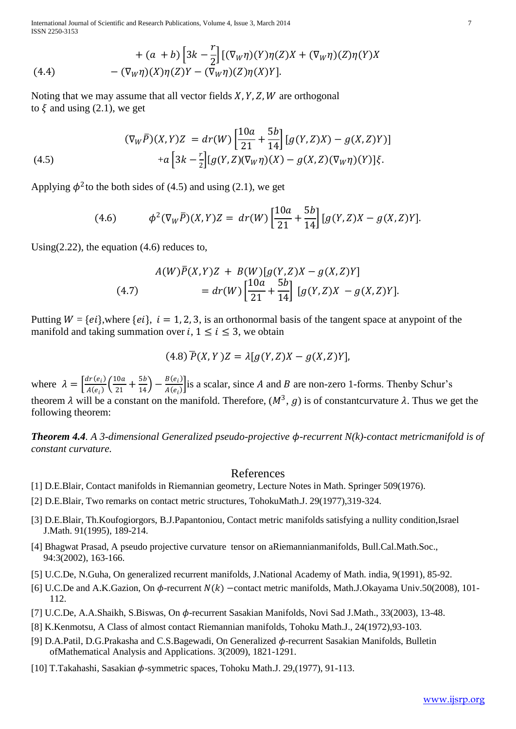$$+ (a + b)\left[3k - \frac{r}{2}\right][(\nabla_W \eta)(Y)\eta(Z)X + (\nabla_W \eta)(Z)\eta(Y)X$$

$$(4.4) \qquad - (\nabla_W \eta)(X)\eta(Z)Y - (\nabla_W \eta)(Z)\eta(X)Y].$$

Noting that we may assume that all vector fields $X, Y, Z, W$ are orthogonal to $\xi$ and using (2.1), we get

$$(\nabla_W \bar{P})(X, Y)Z = dr(W)\left[\frac{10a}{21} + \frac{5b}{14}\right][g(Y, Z)X) - g(X, Z)Y)]$$

$$(4.5) \qquad + a\left[3k - \frac{r}{2}\right][g(Y, Z)(\nabla_W \eta)(X) - g(X, Z)(\nabla_W \eta)(Y)]\xi.$$

Applying $\phi^2$ to the both sides of (4.5) and using (2.1), we get

$$(4.6) \qquad \phi^2(\nabla_W \bar{P})(X, Y)Z = dr(W)\left[\frac{10a}{21} + \frac{5b}{14}\right][g(Y, Z)X - g(X, Z)Y].$$

Using(2.22), the equation (4.6) reduces to,

$$A(W)\bar{P}(X, Y)Z + B(W)[g(Y, Z)X - g(X, Z)Y]$$

$$(4.7) \qquad = dr(W)\left[\frac{10a}{21} + \frac{5b}{14}\right][g(Y, Z)X - g(X, Z)Y].$$

Putting $W = \{ei\}$,where $\{ei\}$, $i = 1, 2, 3$, is an orthonormal basis of the tangent space at anypoint of the manifold and taking summation over $i$, $1 \leq i \leq 3$, we obtain

$$(4.8) \; \bar{P}(X, Y)Z = \lambda[g(Y, Z)X - g(X, Z)Y],$$

where $\lambda = \left[\frac{dr(e_i)}{A(e_i)}\left(\frac{10a}{21} + \frac{5b}{14}\right) - \frac{B(e_i)}{A(e_i)}\right]$is a scalar, since $A$ and $B$ are non-zero 1-forms. Thenby Schur's theorem $\lambda$ will be a constant on the manifold. Therefore, $(M^3, g)$ is of constantcurvature $\lambda$. Thus we get the following theorem:

***Theorem 4.4***. *A 3-dimensional Generalized pseudo-projective $\phi$-recurrent N(k)-contact metricmanifold is of constant curvature.*

## References

[1] D.E.Blair, Contact manifolds in Riemannian geometry, Lecture Notes in Math. Springer 509(1976).

[2] D.E.Blair, Two remarks on contact metric structures, TohokuMath.J. 29(1977),319-324.

[3] D.E.Blair, Th.Koufogiorgors, B.J.Papantoniou, Contact metric manifolds satisfying a nullity condition,Israel J.Math. 91(1995), 189-214.

[4] Bhagwat Prasad, A pseudo projective curvature tensor on aRiemannianmanifolds, Bull.Cal.Math.Soc., 94:3(2002), 163-166.

[5] U.C.De, N.Guha, On generalized recurrent manifolds, J.National Academy of Math. india, 9(1991), 85-92.

[6] U.C.De and A.K.Gazion, On $\phi$-recurrent $N(k)$ −contact metric manifolds, Math.J.Okayama Univ.50(2008), 101-112.

[7] U.C.De, A.A.Shaikh, S.Biswas, On $\phi$-recurrent Sasakian Manifolds, Novi Sad J.Math., 33(2003), 13-48.

[8] K.Kenmotsu, A Class of almost contact Riemannian manifolds, Tohoku Math.J., 24(1972),93-103.

[9] D.A.Patil, D.G.Prakasha and C.S.Bagewadi, On Generalized $\phi$-recurrent Sasakian Manifolds, Bulletin ofMathematical Analysis and Applications. 3(2009), 1821-1291.

[10] T.Takahashi, Sasakian $\phi$-symmetric spaces, Tohoku Math.J. 29,(1977), 91-113.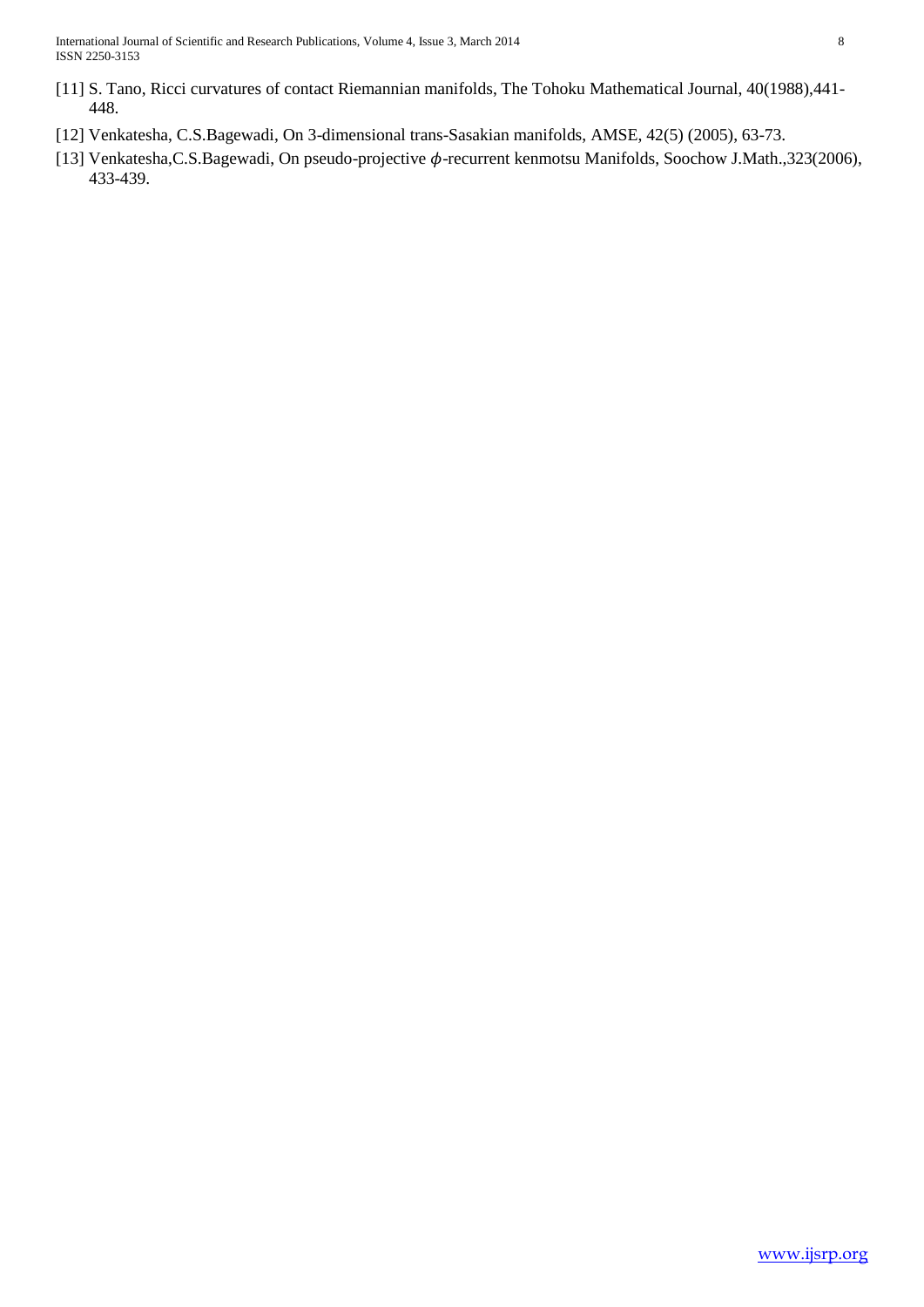[11] S. Tano, Ricci curvatures of contact Riemannian manifolds, The Tohoku Mathematical Journal, 40(1988),441-448.

[12] Venkatesha, C.S.Bagewadi, On 3-dimensional trans-Sasakian manifolds, AMSE, 42(5) (2005), 63-73.

[13] Venkatesha,C.S.Bagewadi, On pseudo-projective $\phi$-recurrent kenmotsu Manifolds, Soochow J.Math.,323(2006), 433-439.